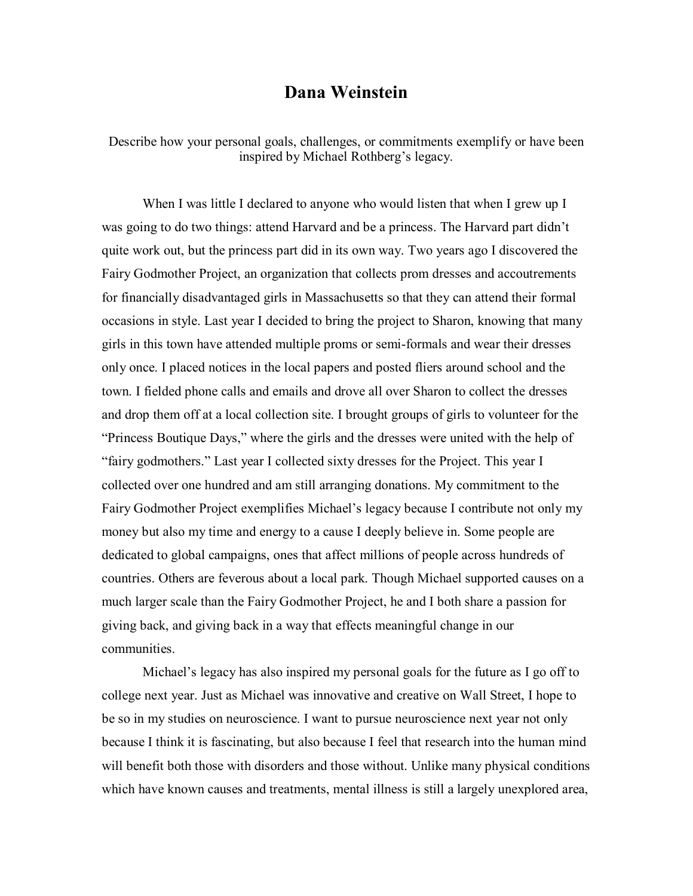# Dana Weinstein

Describe how your personal goals, challenges, or commitments exemplify or have been inspired by Michael Rothberg's legacy.

When I was little I declared to anyone who would listen that when I grew up I was going to do two things: attend Harvard and be a princess. The Harvard part didn't quite work out, but the princess part did in its own way. Two years ago I discovered the Fairy Godmother Project, an organization that collects prom dresses and accoutrements for financially disadvantaged girls in Massachusetts so that they can attend their formal occasions in style. Last year I decided to bring the project to Sharon, knowing that many girls in this town have attended multiple proms or semi-formals and wear their dresses only once. I placed notices in the local papers and posted fliers around school and the town. I fielded phone calls and emails and drove all over Sharon to collect the dresses and drop them off at a local collection site. I brought groups of girls to volunteer for the "Princess Boutique Days," where the girls and the dresses were united with the help of "fairy godmothers." Last year I collected sixty dresses for the Project. This year I collected over one hundred and am still arranging donations. My commitment to the Fairy Godmother Project exemplifies Michael's legacy because I contribute not only my money but also my time and energy to a cause I deeply believe in. Some people are dedicated to global campaigns, ones that affect millions of people across hundreds of countries. Others are feverous about a local park. Though Michael supported causes on a much larger scale than the Fairy Godmother Project, he and I both share a passion for giving back, and giving back in a way that effects meaningful change in our communities.

Michael's legacy has also inspired my personal goals for the future as I go off to college next year. Just as Michael was innovative and creative on Wall Street, I hope to be so in my studies on neuroscience. I want to pursue neuroscience next year not only because I think it is fascinating, but also because I feel that research into the human mind will benefit both those with disorders and those without. Unlike many physical conditions which have known causes and treatments, mental illness is still a largely unexplored area,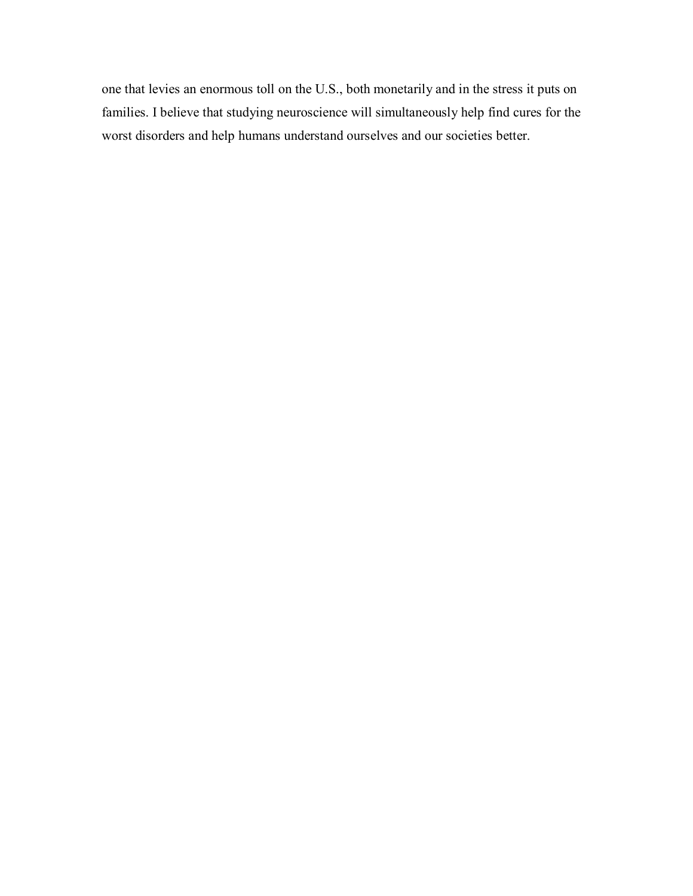one that levies an enormous toll on the U.S., both monetarily and in the stress it puts on families. I believe that studying neuroscience will simultaneously help find cures for the worst disorders and help humans understand ourselves and our societies better.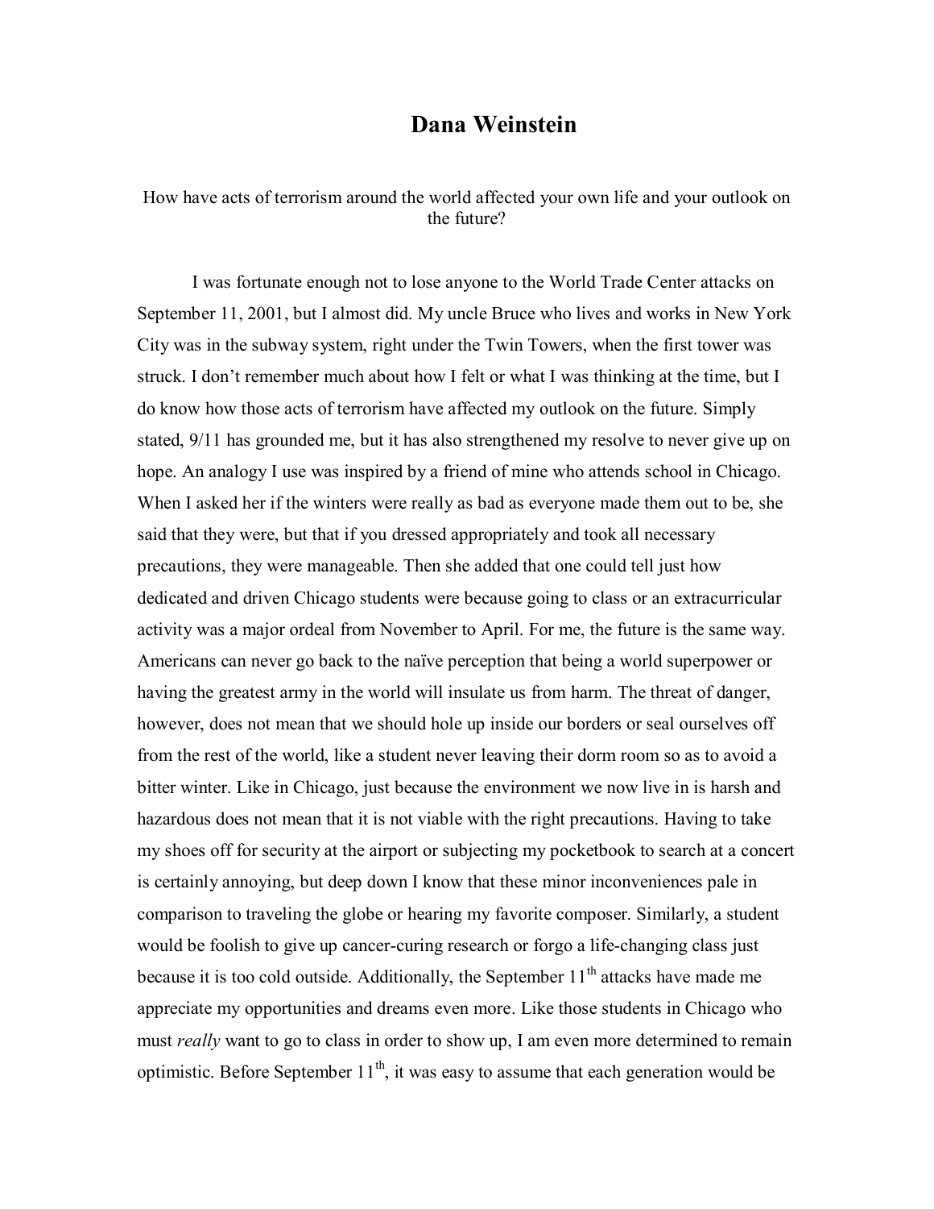# Dana Weinstein

How have acts of terrorism around the world affected your own life and your outlook on the future?

I was fortunate enough not to lose anyone to the World Trade Center attacks on September 11, 2001, but I almost did. My uncle Bruce who lives and works in New York City was in the subway system, right under the Twin Towers, when the first tower was struck. I don't remember much about how I felt or what I was thinking at the time, but I do know how those acts of terrorism have affected my outlook on the future. Simply stated, 9/11 has grounded me, but it has also strengthened my resolve to never give up on hope. An analogy I use was inspired by a friend of mine who attends school in Chicago. When I asked her if the winters were really as bad as everyone made them out to be, she said that they were, but that if you dressed appropriately and took all necessary precautions, they were manageable. Then she added that one could tell just how dedicated and driven Chicago students were because going to class or an extracurricular activity was a major ordeal from November to April. For me, the future is the same way. Americans can never go back to the naïve perception that being a world superpower or having the greatest army in the world will insulate us from harm. The threat of danger, however, does not mean that we should hole up inside our borders or seal ourselves off from the rest of the world, like a student never leaving their dorm room so as to avoid a bitter winter. Like in Chicago, just because the environment we now live in is harsh and hazardous does not mean that it is not viable with the right precautions. Having to take my shoes off for security at the airport or subjecting my pocketbook to search at a concert is certainly annoying, but deep down I know that these minor inconveniences pale in comparison to traveling the globe or hearing my favorite composer. Similarly, a student would be foolish to give up cancer-curing research or forgo a life-changing class just because it is too cold outside. Additionally, the September 11th attacks have made me appreciate my opportunities and dreams even more. Like those students in Chicago who must *really* want to go to class in order to show up, I am even more determined to remain optimistic. Before September 11th, it was easy to assume that each generation would be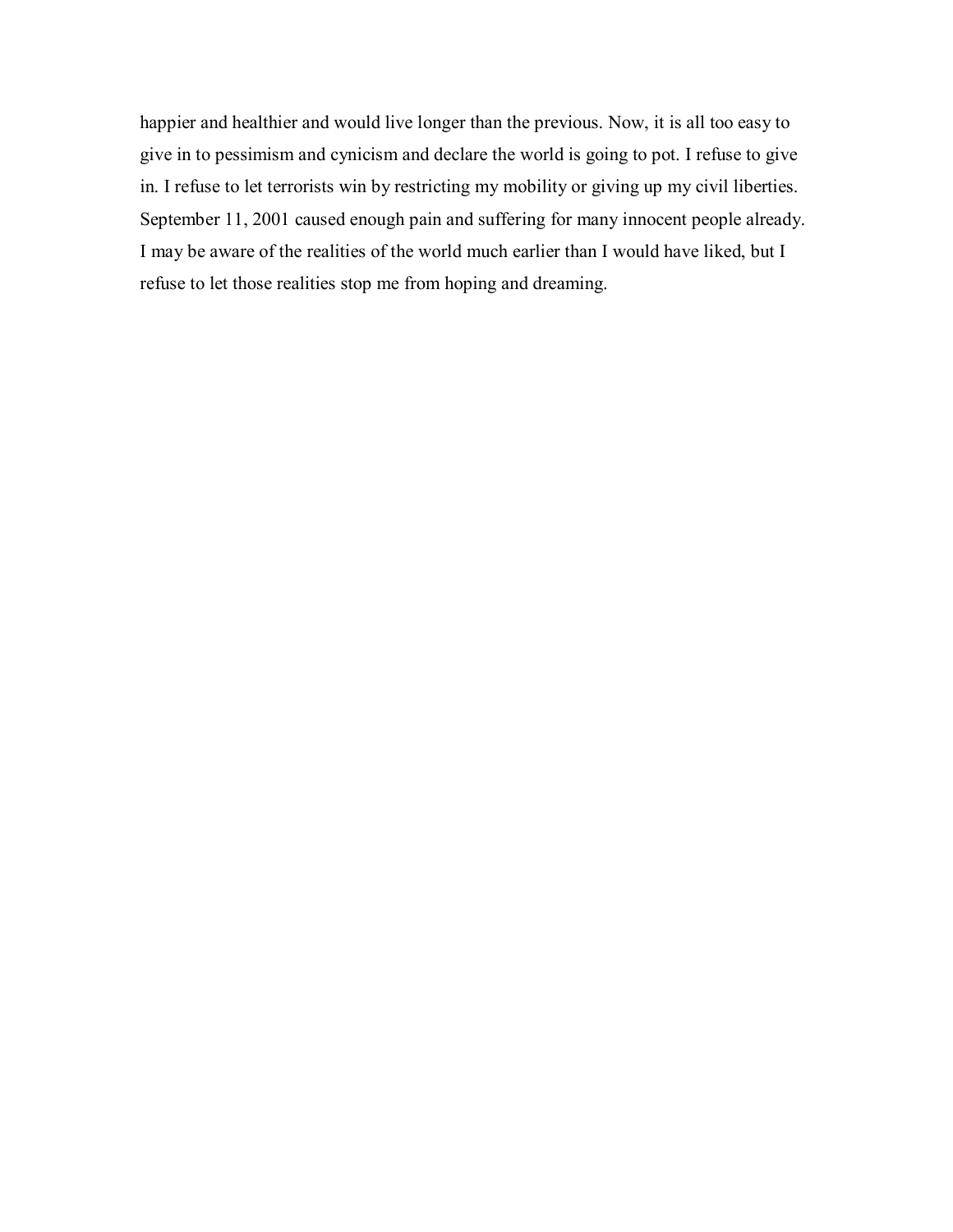happier and healthier and would live longer than the previous. Now, it is all too easy to give in to pessimism and cynicism and declare the world is going to pot. I refuse to give in. I refuse to let terrorists win by restricting my mobility or giving up my civil liberties. September 11, 2001 caused enough pain and suffering for many innocent people already. I may be aware of the realities of the world much earlier than I would have liked, but I refuse to let those realities stop me from hoping and dreaming.